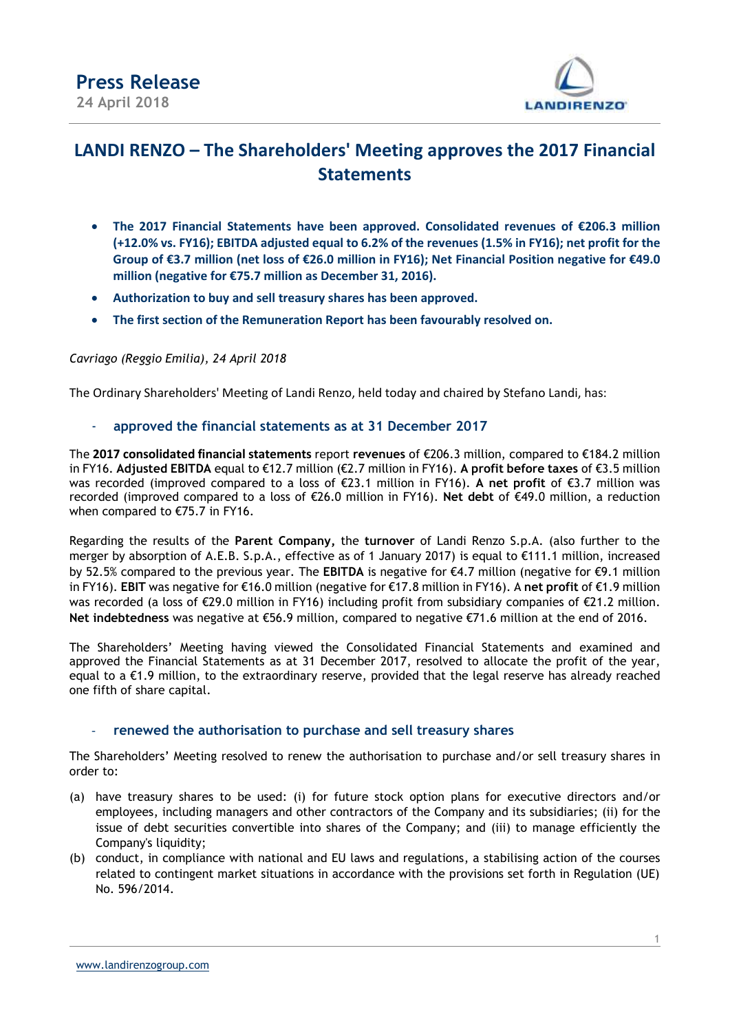# Press Release

24 April 2018

## LANDI RENZO – The Shareholders' Meeting approves the 2017 Financial Statements

- **The 2017 Financial Statements have been approved. Consolidated revenues of €206.3 million (+12.0% vs. FY16); EBITDA adjusted equal to 6.2% of the revenues (1.5% in FY16); net profit for the Group of €3.7 million (net loss of €26.0 million in FY16); Net Financial Position negative for €49.0 million (negative for €75.7 million as December 31, 2016).**
- **Authorization to buy and sell treasury shares has been approved.**
- **The first section of the Remuneration Report has been favourably resolved on.**

*Cavriago (Reggio Emilia), 24 April 2018*

The Ordinary Shareholders' Meeting of Landi Renzo, held today and chaired by Stefano Landi, has:

### - approved the financial statements as at 31 December 2017

The **2017 consolidated financial statements** report **revenues** of €206.3 million, compared to €184.2 million in FY16. **Adjusted EBITDA** equal to €12.7 million (€2.7 million in FY16). **A profit before taxes** of €3.5 million was recorded (improved compared to a loss of €23.1 million in FY16). **A net profit** of €3.7 million was recorded (improved compared to a loss of €26.0 million in FY16). **Net debt** of €49.0 million, a reduction when compared to €75.7 in FY16.

Regarding the results of the **Parent Company,** the **turnover** of Landi Renzo S.p.A. (also further to the merger by absorption of A.E.B. S.p.A., effective as of 1 January 2017) is equal to €111.1 million, increased by 52.5% compared to the previous year. The **EBITDA** is negative for €4.7 million (negative for €9.1 million in FY16). **EBIT** was negative for €16.0 million (negative for €17.8 million in FY16). A **net profit** of €1.9 million was recorded (a loss of €29.0 million in FY16) including profit from subsidiary companies of €21.2 million. **Net indebtedness** was negative at €56.9 million, compared to negative €71.6 million at the end of 2016.

The Shareholders' Meeting having viewed the Consolidated Financial Statements and examined and approved the Financial Statements as at 31 December 2017, resolved to allocate the profit of the year, equal to a €1.9 million, to the extraordinary reserve, provided that the legal reserve has already reached one fifth of share capital.

### - renewed the authorisation to purchase and sell treasury shares

The Shareholders' Meeting resolved to renew the authorisation to purchase and/or sell treasury shares in order to:

(a) have treasury shares to be used: (i) for future stock option plans for executive directors and/or employees, including managers and other contractors of the Company and its subsidiaries; (ii) for the issue of debt securities convertible into shares of the Company; and (iii) to manage efficiently the Company's liquidity;

(b) conduct, in compliance with national and EU laws and regulations, a stabilising action of the courses related to contingent market situations in accordance with the provisions set forth in Regulation (UE) No. 596/2014.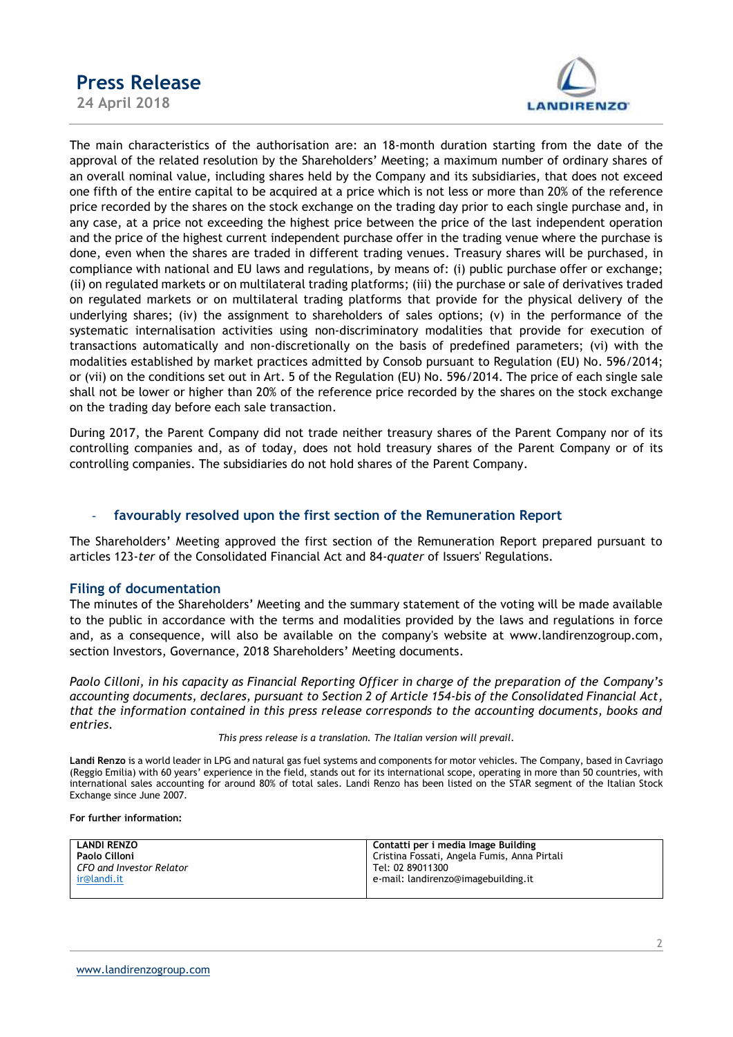The main characteristics of the authorisation are: an 18-month duration starting from the date of the approval of the related resolution by the Shareholders' Meeting; a maximum number of ordinary shares of an overall nominal value, including shares held by the Company and its subsidiaries, that does not exceed one fifth of the entire capital to be acquired at a price which is not less or more than 20% of the reference price recorded by the shares on the stock exchange on the trading day prior to each single purchase and, in any case, at a price not exceeding the highest price between the price of the last independent operation and the price of the highest current independent purchase offer in the trading venue where the purchase is done, even when the shares are traded in different trading venues. Treasury shares will be purchased, in compliance with national and EU laws and regulations, by means of: (i) public purchase offer or exchange; (ii) on regulated markets or on multilateral trading platforms; (iii) the purchase or sale of derivatives traded on regulated markets or on multilateral trading platforms that provide for the physical delivery of the underlying shares; (iv) the assignment to shareholders of sales options; (v) in the performance of the systematic internalisation activities using non-discriminatory modalities that provide for execution of transactions automatically and non-discretionally on the basis of predefined parameters; (vi) with the modalities established by market practices admitted by Consob pursuant to Regulation (EU) No. 596/2014; or (vii) on the conditions set out in Art. 5 of the Regulation (EU) No. 596/2014. The price of each single sale shall not be lower or higher than 20% of the reference price recorded by the shares on the stock exchange on the trading day before each sale transaction.

During 2017, the Parent Company did not trade neither treasury shares of the Parent Company nor of its controlling companies and, as of today, does not hold treasury shares of the Parent Company or of its controlling companies. The subsidiaries do not hold shares of the Parent Company.

- **favourably resolved upon the first section of the Remuneration Report**

The Shareholders' Meeting approved the first section of the Remuneration Report prepared pursuant to articles 123-*ter* of the Consolidated Financial Act and 84-*quater* of Issuers' Regulations.

## Filing of documentation

The minutes of the Shareholders' Meeting and the summary statement of the voting will be made available to the public in accordance with the terms and modalities provided by the laws and regulations in force and, as a consequence, will also be available on the company's website at www.landirenzogroup.com, section Investors, Governance, 2018 Shareholders' Meeting documents.

*Paolo Cilloni, in his capacity as Financial Reporting Officer in charge of the preparation of the Company's accounting documents, declares, pursuant to Section 2 of Article 154-bis of the Consolidated Financial Act, that the information contained in this press release corresponds to the accounting documents, books and entries.*

*This press release is a translation. The Italian version will prevail.*

**Landi Renzo** is a world leader in LPG and natural gas fuel systems and components for motor vehicles. The Company, based in Cavriago (Reggio Emilia) with 60 years' experience in the field, stands out for its international scope, operating in more than 50 countries, with international sales accounting for around 80% of total sales. Landi Renzo has been listed on the STAR segment of the Italian Stock Exchange since June 2007.

**For further information:**

| | |
|---|---|
| **LANDI RENZO**<br>**Paolo Cilloni**<br>*CFO and Investor Relator*<br>ir@landi.it | **Contatti per i media Image Building**<br>Cristina Fossati, Angela Fumis, Anna Pirtali<br>Tel: 02 89011300<br>e-mail: landirenzo@imagebuilding.it |